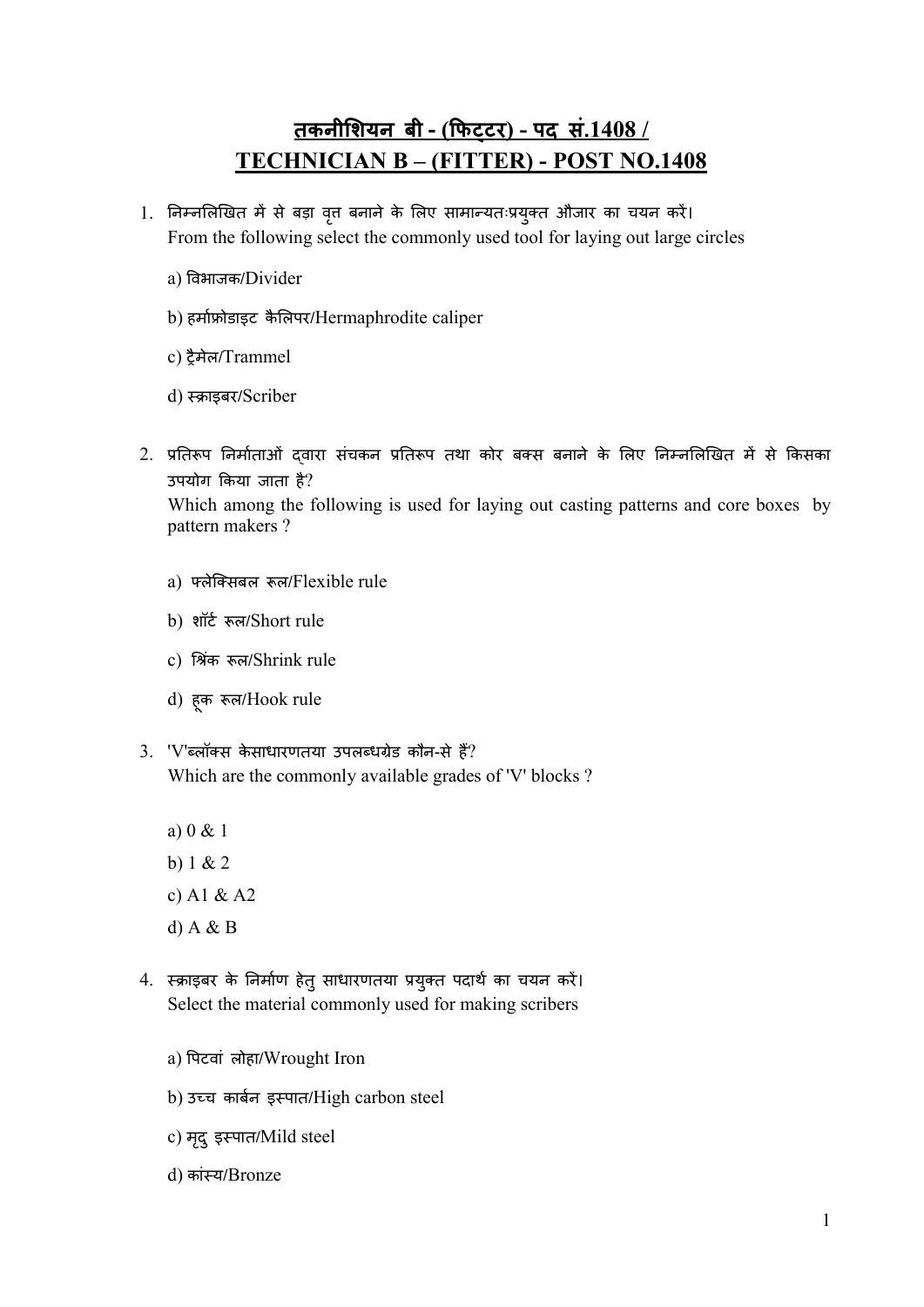# तकनीशियन बी - (फिट्टर) - पद सं.1408 / TECHNICIAN B – (FITTER) - POST NO.1408

1. निम्नलिखित में से बड़ा वृत्त बनाने के लिए सामान्यतःप्रयुक्त औजार का चयन करें।
   From the following select the commonly used tool for laying out large circles

   a) विभाजक/Divider

   b) हर्माफ्रोडाइट कैलिपर/Hermaphrodite caliper

   c) ट्रैमेल/Trammel

   d) स्क्राइबर/Scriber

2. प्रतिरूप निर्माताओं द्वारा संचकन प्रतिरूप तथा कोर बक्स बनाने के लिए निम्नलिखित में से किसका उपयोग किया जाता है?
   Which among the following is used for laying out casting patterns and core boxes by pattern makers ?

   a) फ्लेक्सिबल रूल/Flexible rule

   b) शॉर्ट रूल/Short rule

   c) श्रिंक रूल/Shrink rule

   d) हूक रूल/Hook rule

3. 'V'ब्लॉक्स केसाधारणतया उपलब्धग्रेड कौन-से हैं?
   Which are the commonly available grades of 'V' blocks ?

   a) 0 & 1

   b) 1 & 2

   c) A1 & A2

   d) A & B

4. स्क्राइबर के निर्माण हेतु साधारणतया प्रयुक्त पदार्थ का चयन करें।
   Select the material commonly used for making scribers

   a) पिटवां लोहा/Wrought Iron

   b) उच्च कार्बन इस्पात/High carbon steel

   c) मृदु इस्पात/Mild steel

   d) कांस्य/Bronze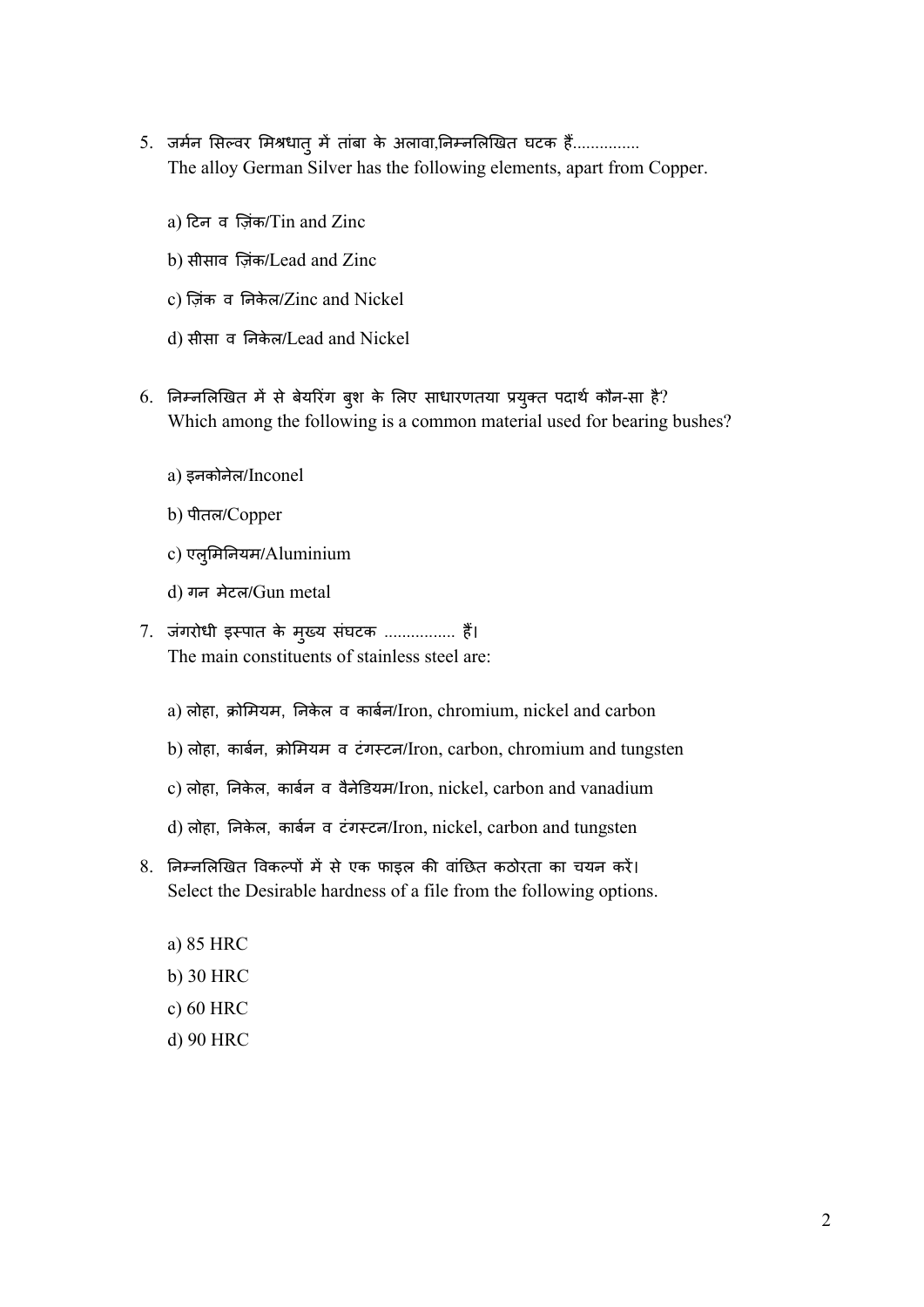5. जर्मन सिल्वर मिश्रधातु में तांबा के अलावा,निम्नलिखित घटक हैं...............
   The alloy German Silver has the following elements, apart from Copper.

   a) टिन व ज़िंक/Tin and Zinc

   b) सीसाव ज़िंक/Lead and Zinc

   c) ज़िंक व निकेल/Zinc and Nickel

   d) सीसा व निकेल/Lead and Nickel

6. निम्नलिखित में से बेयरिंग बुश के लिए साधारणतया प्रयुक्त पदार्थ कौन-सा है?
   Which among the following is a common material used for bearing bushes?

   a) इनकोनेल/Inconel

   b) पीतल/Copper

   c) एलुमिनियम/Aluminium

   d) गन मेटल/Gun metal

7. जंगरोधी इस्पात के मुख्य संघटक ................ हैं।
   The main constituents of stainless steel are:

   a) लोहा, क्रोमियम, निकेल व कार्बन/Iron, chromium, nickel and carbon

   b) लोहा, कार्बन, क्रोमियम व टंगस्टन/Iron, carbon, chromium and tungsten

   c) लोहा, निकेल, कार्बन व वैनेडियम/Iron, nickel, carbon and vanadium

   d) लोहा, निकेल, कार्बन व टंगस्टन/Iron, nickel, carbon and tungsten

8. निम्नलिखित विकल्पों में से एक फाइल की वांछित कठोरता का चयन करें।
   Select the Desirable hardness of a file from the following options.

   a) 85 HRC

   b) 30 HRC

   c) 60 HRC

   d) 90 HRC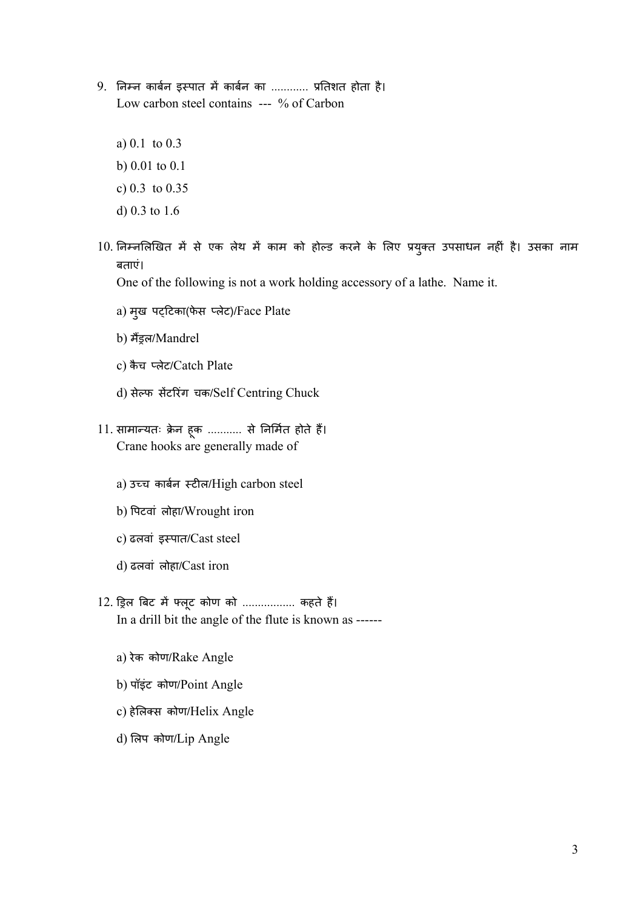9. निम्न कार्बन इस्पात में कार्बन का ............ प्रतिशत होता है।
   Low carbon steel contains --- % of Carbon

   a) 0.1 to 0.3
   b) 0.01 to 0.1
   c) 0.3 to 0.35
   d) 0.3 to 1.6

10. निम्नलिखित में से एक लेथ में काम को होल्ड करने के लिए प्रयुक्त उपसाधन नहीं है। उसका नाम बताएं।
    One of the following is not a work holding accessory of a lathe. Name it.

    a) मुख पट्टिका(फेस प्लेट)/Face Plate
    b) मैंड्रल/Mandrel
    c) कैच प्लेट/Catch Plate
    d) सेल्फ सेंटरिंग चक/Self Centring Chuck

11. सामान्यतः क्रेन हूक ........... से निर्मित होते हैं।
    Crane hooks are generally made of

    a) उच्च कार्बन स्टील/High carbon steel
    b) पिटवां लोहा/Wrought iron
    c) ढलवां इस्पात/Cast steel
    d) ढलवां लोहा/Cast iron

12. ड्रिल बिट में फ्लूट कोण को ................. कहते हैं।
    In a drill bit the angle of the flute is known as ------

    a) रेक कोण/Rake Angle
    b) पॉइंट कोण/Point Angle
    c) हेलिक्स कोण/Helix Angle
    d) लिप कोण/Lip Angle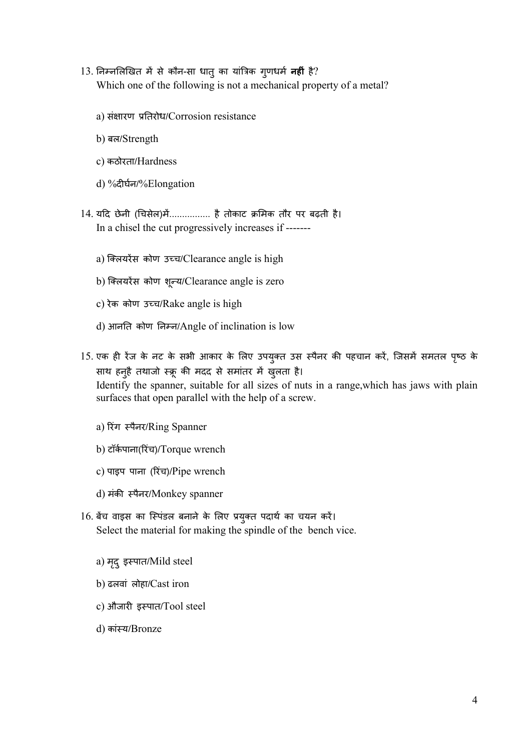13. निम्नलिखित में से कौन-सा धातु का यांत्रिक गुणधर्म **नहीं** है?
    Which one of the following is not a mechanical property of a metal?

    a) संक्षारण प्रतिरोध/Corrosion resistance

    b) बल/Strength

    c) कठोरता/Hardness

    d) %दीर्घन/%Elongation

14. यदि छेनी (चिसेल)में................ है तोकाट क्रमिक तौर पर बढ़ती है।
    In a chisel the cut progressively increases if -------

    a) क्लियरेंस कोण उच्च/Clearance angle is high

    b) क्लियरेंस कोण शून्य/Clearance angle is zero

    c) रेक कोण उच्च/Rake angle is high

    d) आनति कोण निम्न/Angle of inclination is low

15. एक ही रेंज के नट के सभी आकार के लिए उपयुक्त उस स्पैनर की पहचान करें, जिसमें समतल पृष्ठ के साथ हनुहै तथाजो स्क्रू की मदद से समांतर में खुलता है।
    Identify the spanner, suitable for all sizes of nuts in a range,which has jaws with plain surfaces that open parallel with the help of a screw.

    a) रिंग स्पैनर/Ring Spanner

    b) टॉर्कपाना(रिंच)/Torque wrench

    c) पाइप पाना (रिंच)/Pipe wrench

    d) मंकी स्पैनर/Monkey spanner

16. बेंच वाइस का स्पिंडल बनाने के लिए प्रयुक्त पदार्थ का चयन करें।
    Select the material for making the spindle of the bench vice.

    a) मृदु इस्पात/Mild steel

    b) ढलवां लोहा/Cast iron

    c) औजारी इस्पात/Tool steel

    d) कांस्य/Bronze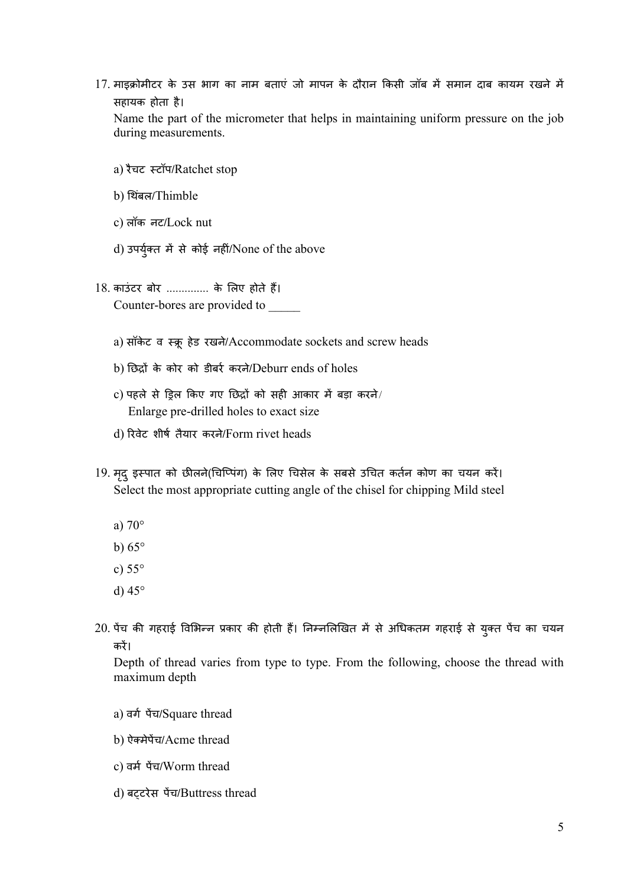17. माइक्रोमीटर के उस भाग का नाम बताएं जो मापन के दौरान किसी जॉब में समान दाब कायम रखने में सहायक होता है।
Name the part of the micrometer that helps in maintaining uniform pressure on the job during measurements.

   a) रैचट स्टॉप/Ratchet stop

   b) थिंबल/Thimble

   c) लॉक नट/Lock nut

   d) उपर्युक्त में से कोई नहीं/None of the above

18. काउंटर बोर ............. के लिए होते हैं।
Counter-bores are provided to _____

   a) सॉकेट व स्क्रू हेड रखने/Accommodate sockets and screw heads

   b) छिद्रों के कोर को डीबर्र करने/Deburr ends of holes

   c) पहले से ड्रिल किए गए छिद्रों को सही आकार में बड़ा करने/
   Enlarge pre-drilled holes to exact size

   d) रिवेट शीर्ष तैयार करने/Form rivet heads

19. मृदु इस्पात को छीलने(चिप्पिंग) के लिए चिसेल के सबसे उचित कर्तन कोण का चयन करें।
Select the most appropriate cutting angle of the chisel for chipping Mild steel

   a) 70°

   b) 65°

   c) 55°

   d) 45°

20. पेंच की गहराई विभिन्न प्रकार की होती हैं। निम्नलिखित में से अधिकतम गहराई से युक्त पेंच का चयन करें।
Depth of thread varies from type to type. From the following, choose the thread with maximum depth

   a) वर्ग पेंच/Square thread

   b) ऐक्मेपेंच/Acme thread

   c) वर्म पेंच/Worm thread

   d) बट्टरेस पेंच/Buttress thread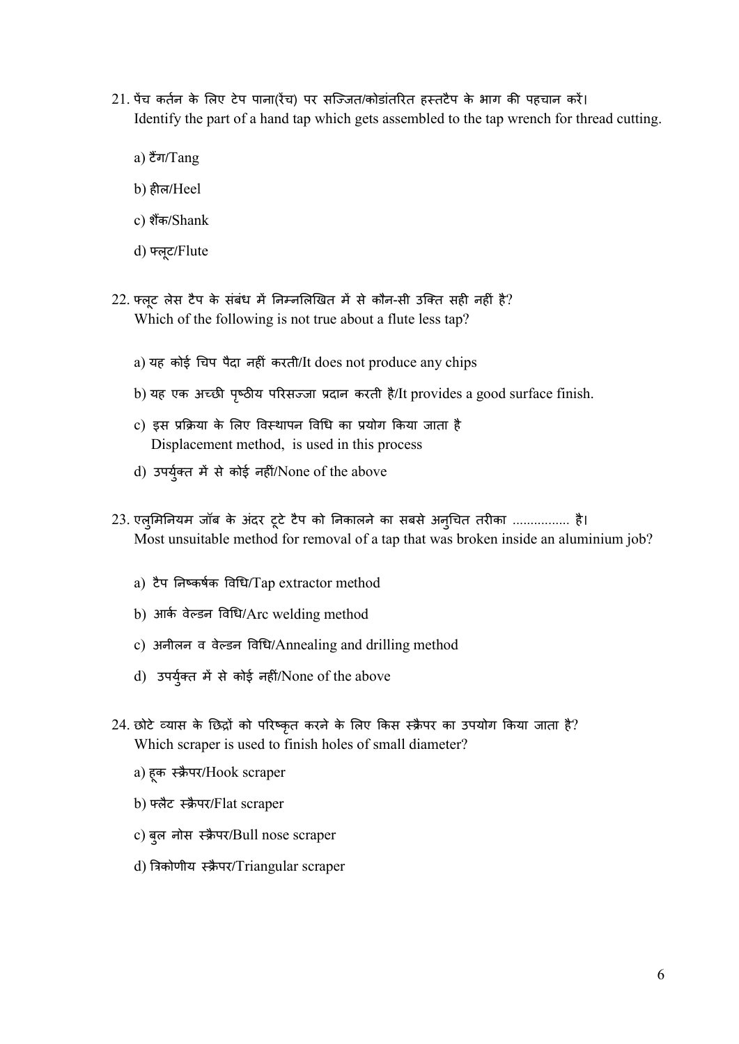21. पेंच कर्तन के लिए टेप पाना(रेंच) पर सज्जित/कोडांतरित हस्तटैप के भाग की पहचान करें।
Identify the part of a hand tap which gets assembled to the tap wrench for thread cutting.

    a) टैंग/Tang

    b) हील/Heel

    c) शैंक/Shank

    d) फ्लूट/Flute

22. फ्लूट लेस टैप के संबंध में निम्नलिखित में से कौन-सी उक्ति सही नहीं है?
Which of the following is not true about a flute less tap?

    a) यह कोई चिप पैदा नहीं करती/It does not produce any chips

    b) यह एक अच्छी पृष्ठीय परिसज्जा प्रदान करती है/It provides a good surface finish.

    c) इस प्रक्रिया के लिए विस्थापन विधि का प्रयोग किया जाता है
    Displacement method, is used in this process

    d) उपर्युक्त में से कोई नहीं/None of the above

23. एलुमिनियम जॉब के अंदर टूटे टैप को निकालने का सबसे अनुचित तरीका ................ है।
Most unsuitable method for removal of a tap that was broken inside an aluminium job?

    a) टैप निष्कर्षक विधि/Tap extractor method

    b) आर्क वेल्डन विधि/Arc welding method

    c) अनीलन व वेल्डन विधि/Annealing and drilling method

    d) उपर्युक्त में से कोई नहीं/None of the above

24. छोटे व्यास के छिद्रों को परिष्कृत करने के लिए किस स्क्रैपर का उपयोग किया जाता है?
Which scraper is used to finish holes of small diameter?

    a) हूक स्क्रैपर/Hook scraper

    b) फ्लैट स्क्रैपर/Flat scraper

    c) बुल नोस स्क्रैपर/Bull nose scraper

    d) त्रिकोणीय स्क्रैपर/Triangular scraper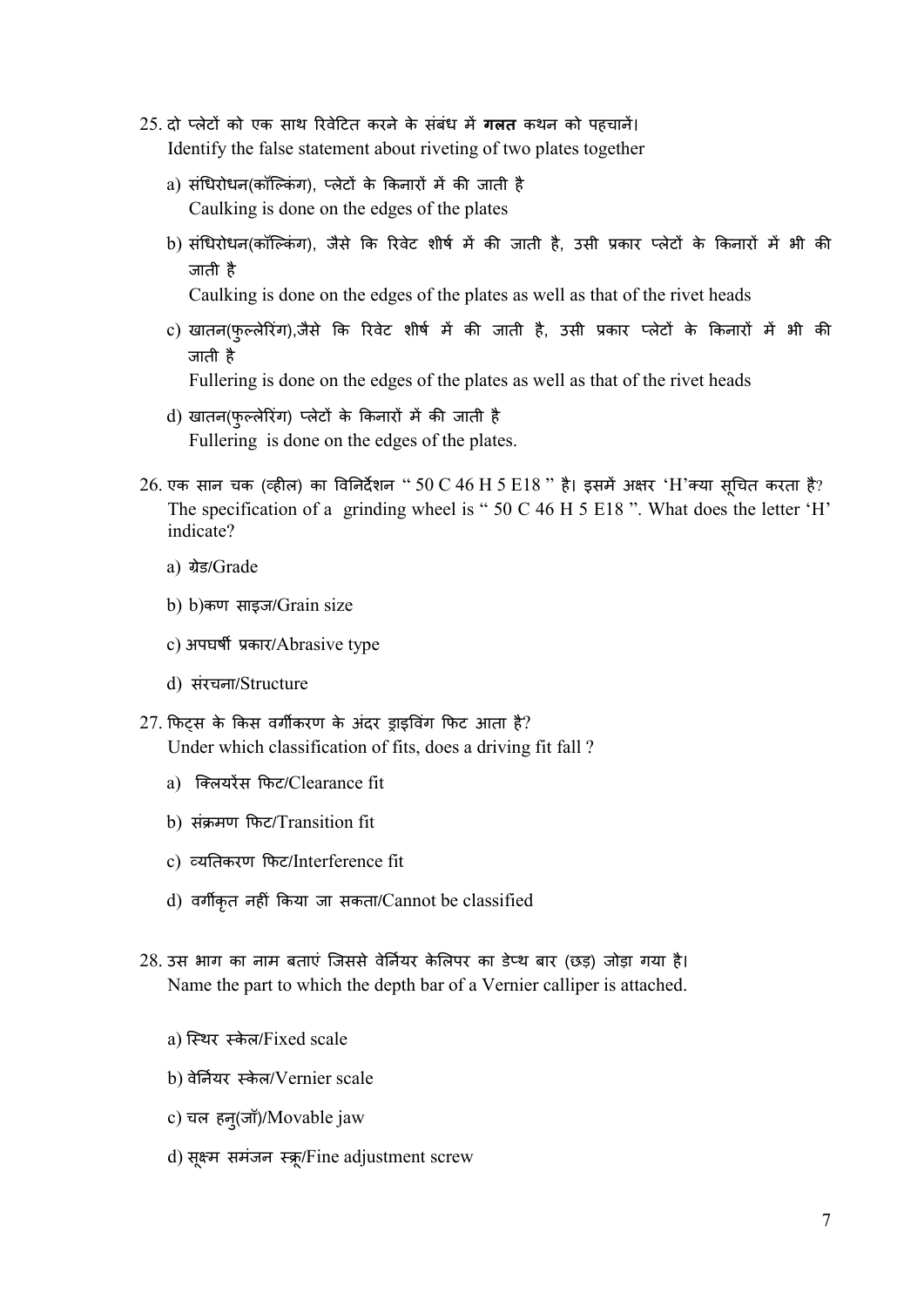25. दो प्लेटों को एक साथ रिवेटित करने के संबंध में **गलत** कथन को पहचानें।
    Identify the false statement about riveting of two plates together

    a) संधिरोधन(कॉल्किंग), प्लेटों के किनारों में की जाती है
       Caulking is done on the edges of the plates

    b) संधिरोधन(कॉल्किंग), जैसे कि रिवेट शीर्ष में की जाती है, उसी प्रकार प्लेटों के किनारों में भी की जाती है
       Caulking is done on the edges of the plates as well as that of the rivet heads

    c) खातन(फुल्लेरिंग),जैसे कि रिवेट शीर्ष में की जाती है, उसी प्रकार प्लेटों के किनारों में भी की जाती है
       Fullering is done on the edges of the plates as well as that of the rivet heads

    d) खातन(फुल्लेरिंग) प्लेटों के किनारों में की जाती है
       Fullering is done on the edges of the plates.

26. एक सान चक (व्हील) का विनिर्देशन " 50 C 46 H 5 E18 " है। इसमें अक्षर 'H'क्या सूचित करता है?
    The specification of a grinding wheel is " 50 C 46 H 5 E18 ". What does the letter 'H' indicate?

    a) ग्रेड/Grade

    b) b)कण साइज/Grain size

    c) अपघर्षी प्रकार/Abrasive type

    d) संरचना/Structure

27. फिट्स के किस वर्गीकरण के अंदर ड्राइविंग फिट आता है?
    Under which classification of fits, does a driving fit fall ?

    a) क्लियरेंस फिट/Clearance fit

    b) संक्रमण फिट/Transition fit

    c) व्यतिकरण फिट/Interference fit

    d) वर्गीकृत नहीं किया जा सकता/Cannot be classified

28. उस भाग का नाम बताएं जिससे वेर्नियर केलिपर का डेप्थ बार (छड़) जोड़ा गया है।
    Name the part to which the depth bar of a Vernier calliper is attached.

    a) स्थिर स्केल/Fixed scale

    b) वेर्नियर स्केल/Vernier scale

    c) चल हनु(जॉ)/Movable jaw

    d) सूक्ष्म समंजन स्क्रू/Fine adjustment screw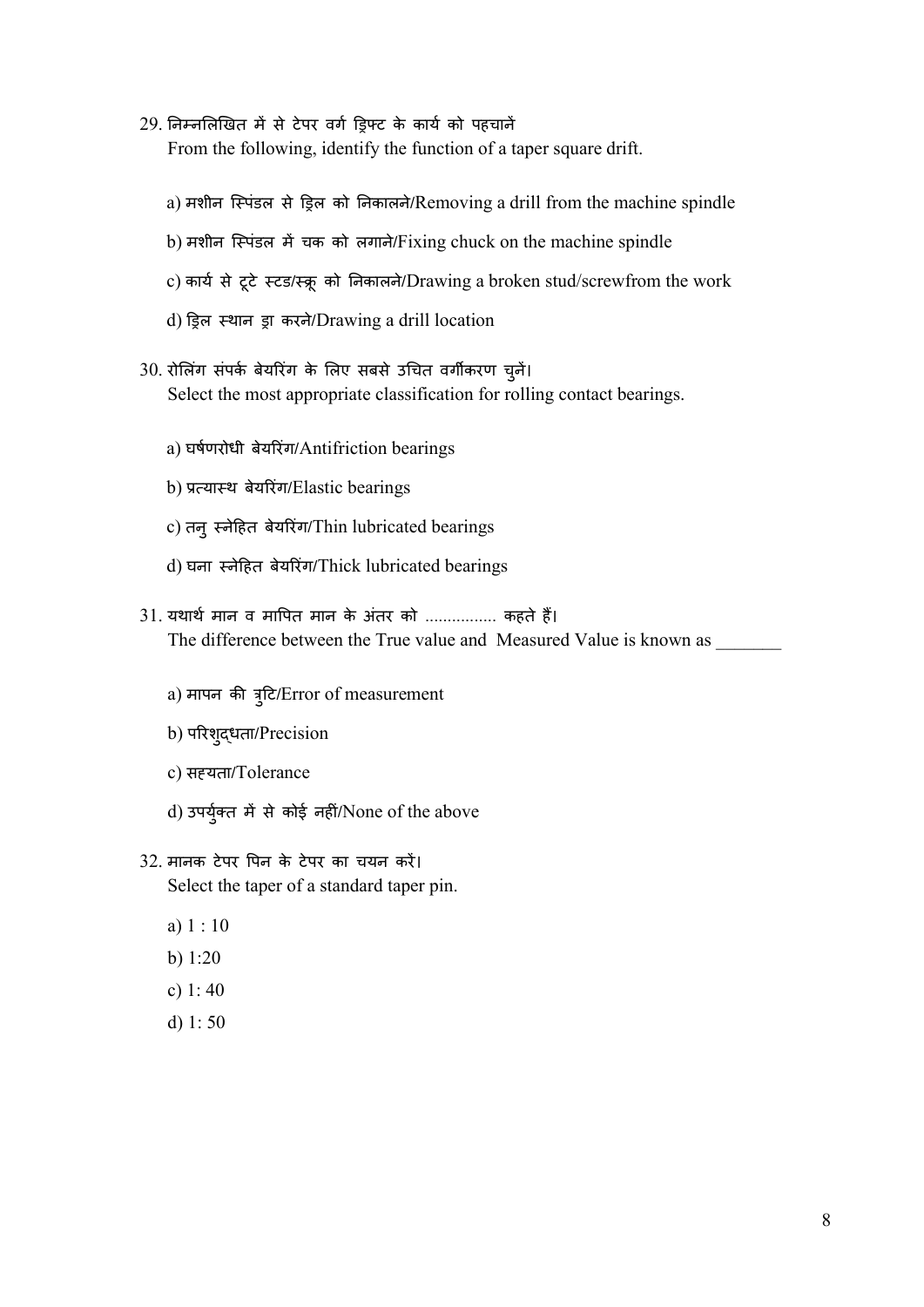29. निम्नलिखित में से टेपर वर्ग ड्रिफ्ट के कार्य को पहचानें
    From the following, identify the function of a taper square drift.

    a) मशीन स्पिंडल से ड्रिल को निकालने/Removing a drill from the machine spindle

    b) मशीन स्पिंडल में चक को लगाने/Fixing chuck on the machine spindle

    c) कार्य से टूटे स्टड/स्क्रू को निकालने/Drawing a broken stud/screwfrom the work

    d) ड्रिल स्थान ड्रा करने/Drawing a drill location

30. रोलिंग संपर्क बेयरिंग के लिए सबसे उचित वर्गीकरण चुनें।
    Select the most appropriate classification for rolling contact bearings.

    a) घर्षणरोधी बेयरिंग/Antifriction bearings

    b) प्रत्यास्थ बेयरिंग/Elastic bearings

    c) तनु स्नेहित बेयरिंग/Thin lubricated bearings

    d) घना स्नेहित बेयरिंग/Thick lubricated bearings

31. यथार्थ मान व मापित मान के अंतर को ................ कहते हैं।
    The difference between the True value and Measured Value is known as _______

    a) मापन की त्रुटि/Error of measurement

    b) परिशुद्धता/Precision

    c) सह्यता/Tolerance

    d) उपर्युक्त में से कोई नहीं/None of the above

32. मानक टेपर पिन के टेपर का चयन करें।
    Select the taper of a standard taper pin.

    a) 1 : 10

    b) 1:20

    c) 1: 40

    d) 1: 50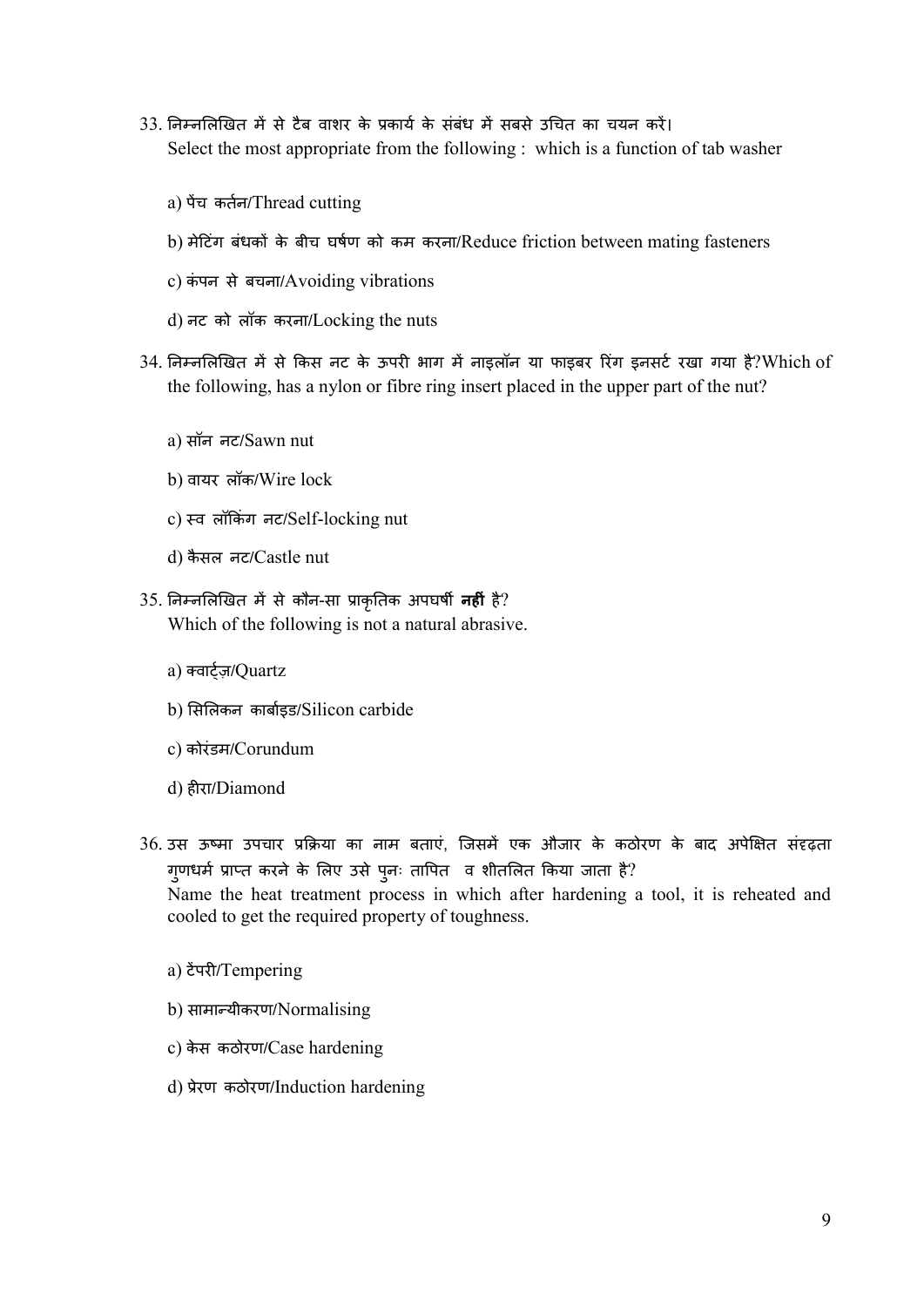33. निम्नलिखित में से टैब वाशर के प्रकार्य के संबंध में सबसे उचित का चयन करें।
Select the most appropriate from the following : which is a function of tab washer

a) पेंच कर्तन/Thread cutting

b) मेटिंग बंधकों के बीच घर्षण को कम करना/Reduce friction between mating fasteners

c) कंपन से बचना/Avoiding vibrations

d) नट को लॉक करना/Locking the nuts

34. निम्नलिखित में से किस नट के ऊपरी भाग में नाइलॉन या फाइबर रिंग इनसर्ट रखा गया है?Which of the following, has a nylon or fibre ring insert placed in the upper part of the nut?

a) सॉन नट/Sawn nut

b) वायर लॉक/Wire lock

c) स्व लॉकिंग नट/Self-locking nut

d) कैसल नट/Castle nut

35. निम्नलिखित में से कौन-सा प्राकृतिक अपघर्षी **नहीं** है?
Which of the following is not a natural abrasive.

a) क्वार्ट्ज़/Quartz

b) सिलिकन कार्बाइड/Silicon carbide

c) कोरंडम/Corundum

d) हीरा/Diamond

36. उस ऊष्मा उपचार प्रक्रिया का नाम बताएं, जिसमें एक औजार के कठोरण के बाद अपेक्षित संदृढ़ता गुणधर्म प्राप्त करने के लिए उसे पुनः तापित व शीतलित किया जाता है?
Name the heat treatment process in which after hardening a tool, it is reheated and cooled to get the required property of toughness.

a) टेंपरी/Tempering

b) सामान्यीकरण/Normalising

c) केस कठोरण/Case hardening

d) प्रेरण कठोरण/Induction hardening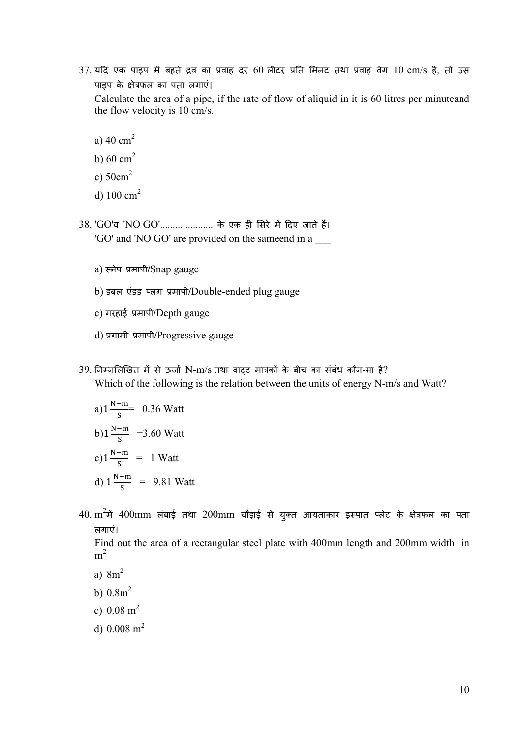37. यदि एक पाइप में बहते द्रव का प्रवाह दर 60 लीटर प्रति मिनट तथा प्रवाह वेग 10 cm/s है, तो उस पाइप के क्षेत्रफल का पता लगाएं।
Calculate the area of a pipe, if the rate of flow of aliquid in it is 60 litres per minuteand the flow velocity is 10 cm/s.

   a) 40 $cm^2$
   b) 60 $cm^2$
   c) 50$cm^2$
   d) 100 $cm^2$

38. 'GO'व 'NO GO'..................... के एक ही सिरे में दिए जाते हैं।
'GO' and 'NO GO' are provided on the sameend in a ___

   a) स्नेप प्रमापी/Snap gauge
   b) डबल एंडड प्लग प्रमापी/Double-ended plug gauge
   c) गरहाई प्रमापी/Depth gauge
   d) प्रगामी प्रमापी/Progressive gauge

39. निम्नलिखित में से ऊर्जा N-m/s तथा वाट्ट मात्रकों के बीच का संबंध कौन-सा है?
Which of the following is the relation between the units of energy N-m/s and Watt?

   a) $1\frac{N-m}{s}$ = 0.36 Watt
   b) $1\frac{N-m}{s}$ =3.60 Watt
   c) $1\frac{N-m}{s}$ = 1 Watt
   d) $1\frac{N-m}{s}$ = 9.81 Watt

40. $m^2$में 400mm लंबाई तथा 200mm चौड़ाई से युक्त आयताकार इस्पात प्लेट के क्षेत्रफल का पता लगाएं।
Find out the area of a rectangular steel plate with 400mm length and 200mm width in $m^2$

   a) 8$m^2$
   b) 0.8$m^2$
   c) 0.08 $m^2$
   d) 0.008 $m^2$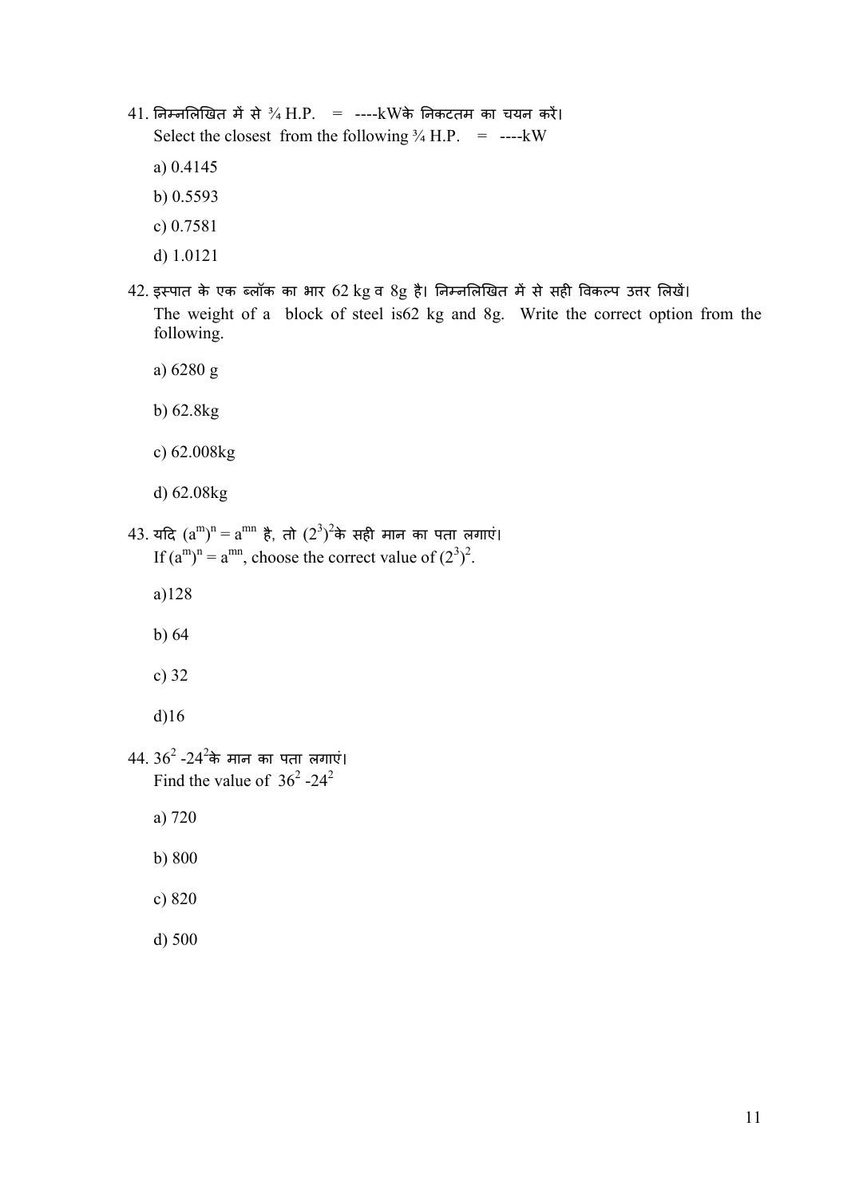41. निम्नलिखित में से ¾ H.P. = ----kWके निकटतम का चयन करें।
Select the closest from the following ¾ H.P. = ----kW

a) 0.4145

b) 0.5593

c) 0.7581

d) 1.0121

42. इस्पात के एक ब्लॉक का भार 62 kg व 8g है। निम्नलिखित में से सही विकल्प उत्तर लिखें।
The weight of a block of steel is62 kg and 8g. Write the correct option from the following.

a) 6280 g

b) 62.8kg

c) 62.008kg

d) 62.08kg

43. यदि $(a^m)^n = a^{mn}$ है, तो $(2^3)^2$के सही मान का पता लगाएं।
If $(a^m)^n = a^{mn}$, choose the correct value of $(2^3)^2$.

a)128

b) 64

c) 32

d)16

44. $36^2 - 24^2$के मान का पता लगाएं।
Find the value of $36^2 - 24^2$

a) 720

b) 800

c) 820

d) 500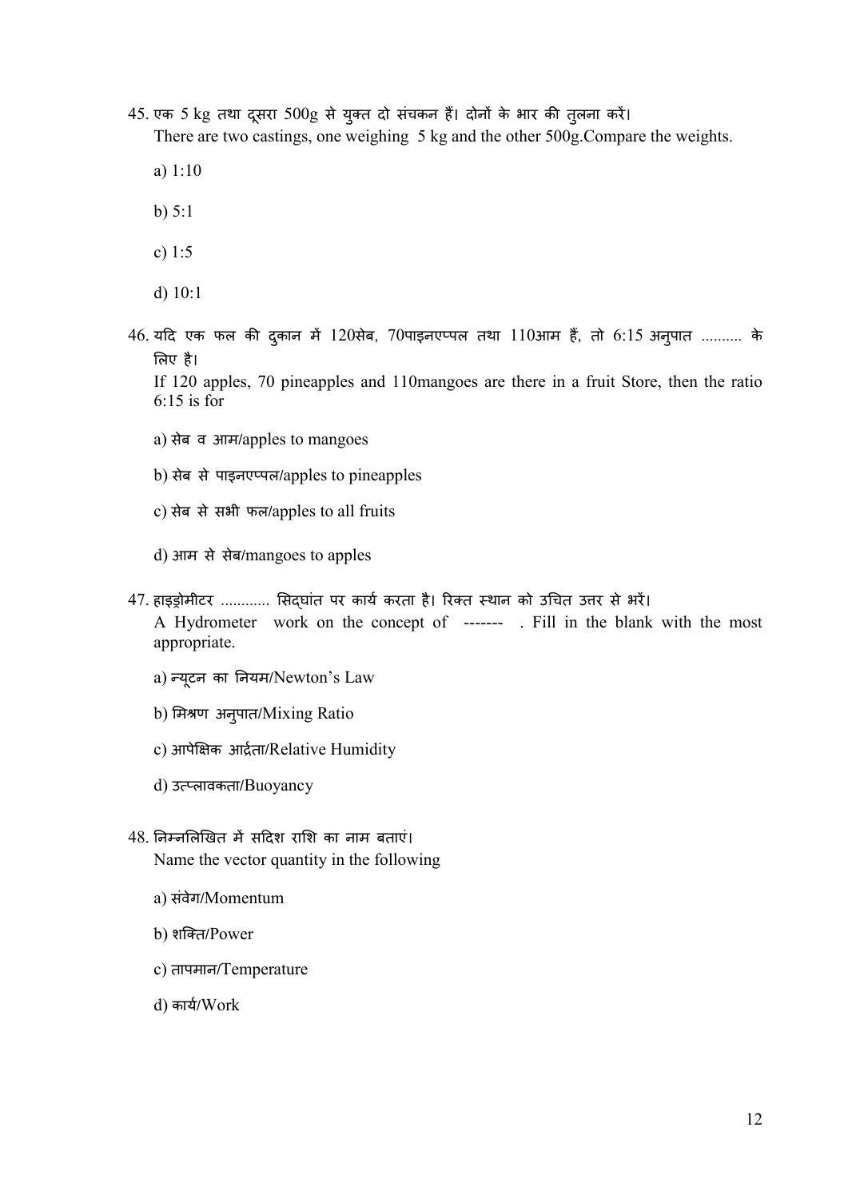45. एक 5 kg तथा दूसरा 500g से युक्त दो संचकन हैं। दोनों के भार की तुलना करें।
There are two castings, one weighing 5 kg and the other 500g.Compare the weights.

 a) 1:10

 b) 5:1

 c) 1:5

 d) 10:1

46. यदि एक फल की दुकान में 120सेब, 70पाइनएप्पल तथा 110आम हैं, तो 6:15 अनुपात .......... के लिए है।
If 120 apples, 70 pineapples and 110mangoes are there in a fruit Store, then the ratio 6:15 is for

 a) सेब व आम/apples to mangoes

 b) सेब से पाइनएप्पल/apples to pineapples

 c) सेब से सभी फल/apples to all fruits

 d) आम से सेब/mangoes to apples

47. हाइड्रोमीटर ............ सिद्घांत पर कार्य करता है। रिक्त स्थान को उचित उत्तर से भरें।
A Hydrometer work on the concept of ------- . Fill in the blank with the most appropriate.

 a) न्यूटन का नियम/Newton's Law

 b) मिश्रण अनुपात/Mixing Ratio

 c) आपेक्षिक आर्द्रता/Relative Humidity

 d) उत्प्लावकता/Buoyancy

48. निम्नलिखित में सदिश राशि का नाम बताएं।
Name the vector quantity in the following

 a) संवेग/Momentum

 b) शक्ति/Power

 c) तापमान/Temperature

 d) कार्य/Work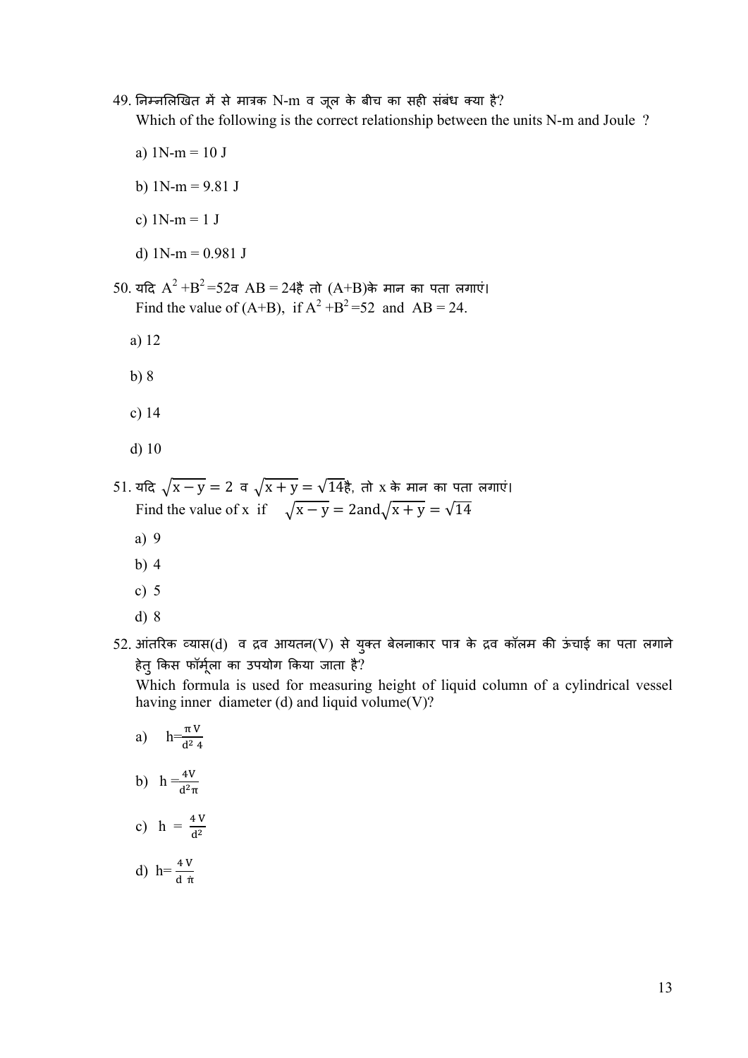49. निम्नलिखित में से मात्रक N-m व जूल के बीच का सही संबंध क्या है?
Which of the following is the correct relationship between the units N-m and Joule ?

a) 1N-m = 10 J

b) 1N-m = 9.81 J

c) 1N-m = 1 J

d) 1N-m = 0.981 J

50. यदि $A^2 + B^2 = 52$ व $AB = 24$ है तो (A+B) के मान का पता लगाएं।
Find the value of (A+B), if $A^2 + B^2 = 52$ and $AB = 24$.

a) 12

b) 8

c) 14

d) 10

51. यदि $\sqrt{x - y} = 2$ व $\sqrt{x + y} = \sqrt{14}$ है, तो x के मान का पता लगाएं।
Find the value of x if $\sqrt{x - y} = 2$ and $\sqrt{x + y} = \sqrt{14}$

a) 9
b) 4
c) 5
d) 8

52. आंतरिक व्यास(d) व द्रव आयतन(V) से युक्त बेलनाकार पात्र के द्रव कॉलम की ऊंचाई का पता लगाने हेतु किस फॉर्मूला का उपयोग किया जाता है?
Which formula is used for measuring height of liquid column of a cylindrical vessel having inner diameter (d) and liquid volume(V)?

a) $h = \frac{\pi V}{d^2 \, 4}$

b) $h = \frac{4V}{d^2 \pi}$

c) $h = \frac{4V}{d^2}$

d) $h = \frac{4V}{d \, \pi}$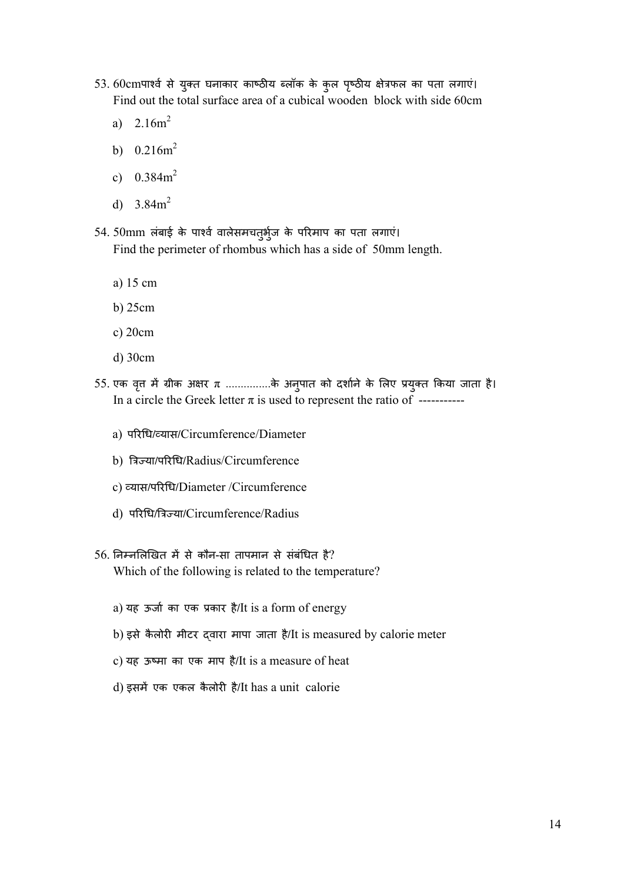53. 60cmपार्श्व से युक्त घनाकार काष्ठीय ब्लॉक के कुल पृष्ठीय क्षेत्रफल का पता लगाएं।
Find out the total surface area of a cubical wooden block with side 60cm

   a) $2.16m^2$

   b) $0.216m^2$

   c) $0.384m^2$

   d) $3.84m^2$

54. 50mm लंबाई के पार्श्व वालेसमचतुर्भुज के परिमाप का पता लगाएं।
Find the perimeter of rhombus which has a side of 50mm length.

   a) 15 cm

   b) 25cm

   c) 20cm

   d) 30cm

55. एक वृत्त में ग्रीक अक्षर π ..............के अनुपात को दर्शाने के लिए प्रयुक्त किया जाता है।
In a circle the Greek letter π is used to represent the ratio of -----------

   a) परिधि/व्यास/Circumference/Diameter

   b) त्रिज्या/परिधि/Radius/Circumference

   c) व्यास/परिधि/Diameter /Circumference

   d) परिधि/त्रिज्या/Circumference/Radius

56. निम्नलिखित में से कौन-सा तापमान से संबंधित है?
Which of the following is related to the temperature?

   a) यह ऊर्जा का एक प्रकार है/It is a form of energy

   b) इसे कैलोरी मीटर द्वारा मापा जाता है/It is measured by calorie meter

   c) यह ऊष्मा का एक माप है/It is a measure of heat

   d) इसमें एक एकल कैलोरी है/It has a unit calorie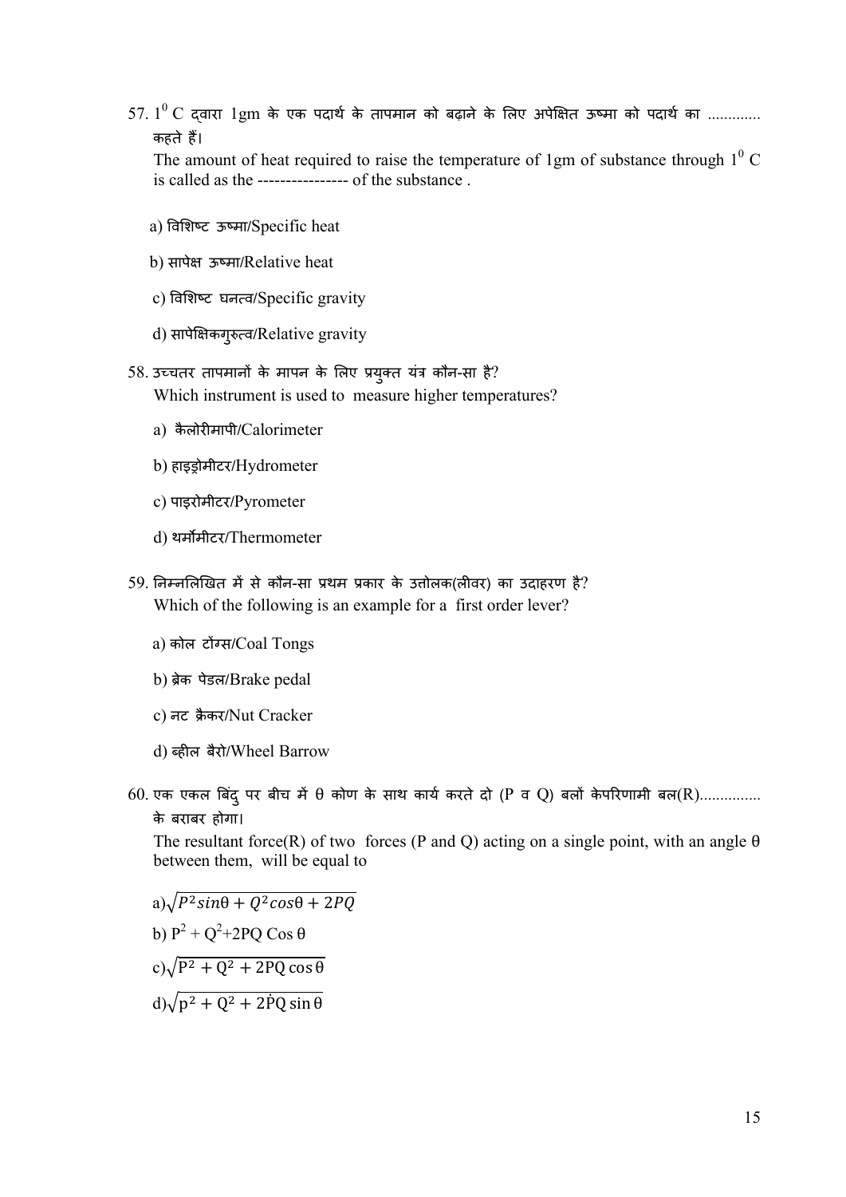57. $1^0$ C द्वारा 1gm के एक पदार्थ के तापमान को बढ़ाने के लिए अपेक्षित ऊष्मा को पदार्थ का ............ कहते हैं।

The amount of heat required to raise the temperature of 1gm of substance through $1^0$ C is called as the ---------------- of the substance .

a) विशिष्ट ऊष्मा/Specific heat

b) सापेक्ष ऊष्मा/Relative heat

c) विशिष्ट घनत्व/Specific gravity

d) सापेक्षिकगुरुत्व/Relative gravity

58. उच्चतर तापमानों के मापन के लिए प्रयुक्त यंत्र कौन-सा है?

Which instrument is used to measure higher temperatures?

a) कैलोरीमापी/Calorimeter

b) हाइड्रोमीटर/Hydrometer

c) पाइरोमीटर/Pyrometer

d) थर्मोमीटर/Thermometer

59. निम्नलिखित में से कौन-सा प्रथम प्रकार के उत्तोलक(लीवर) का उदाहरण है?

Which of the following is an example for a first order lever?

a) कोल टोंग्स/Coal Tongs

b) ब्रेक पेडल/Brake pedal

c) नट क्रैकर/Nut Cracker

d) व्हील बैरो/Wheel Barrow

60. एक एकल बिंदु पर बीच में θ कोण के साथ कार्य करते दो (P व Q) बलों केपरिणामी बल(R).............. के बराबर होगा।

The resultant force(R) of two forces (P and Q) acting on a single point, with an angle θ between them, will be equal to

a) $\sqrt{P^2 sin\theta + Q^2 cos\theta + 2PQ}$

b) $P^2 + Q^2 + 2PQ \cos\theta$

c) $\sqrt{P^2 + Q^2 + 2PQ\cos\theta}$

d) $\sqrt{p^2 + Q^2 + 2\dot{P}Q\sin\theta}$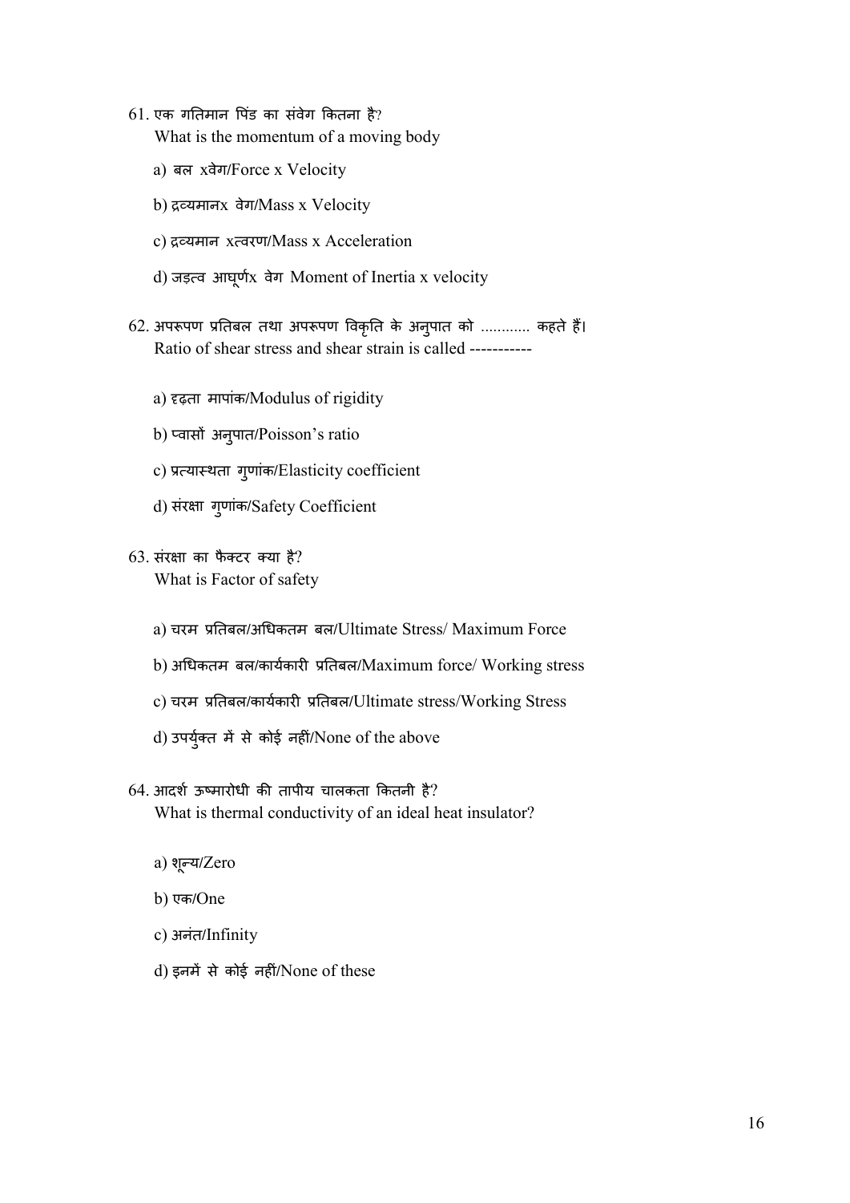61. एक गतिमान पिंड का संवेग कितना है?
What is the momentum of a moving body

   a) बल xवेग/Force x Velocity

   b) द्रव्यमानx वेग/Mass x Velocity

   c) द्रव्यमान xत्वरण/Mass x Acceleration

   d) जड़त्व आघूर्णx वेग Moment of Inertia x velocity

62. अपरूपण प्रतिबल तथा अपरूपण विकृति के अनुपात को ........... कहते हैं।
Ratio of shear stress and shear strain is called -----------

   a) दृढ़ता मापांक/Modulus of rigidity

   b) प्वासों अनुपात/Poisson's ratio

   c) प्रत्यास्थता गुणांक/Elasticity coefficient

   d) संरक्षा गुणांक/Safety Coefficient

63. संरक्षा का फैक्टर क्या है?
What is Factor of safety

   a) चरम प्रतिबल/अधिकतम बल/Ultimate Stress/ Maximum Force

   b) अधिकतम बल/कार्यकारी प्रतिबल/Maximum force/ Working stress

   c) चरम प्रतिबल/कार्यकारी प्रतिबल/Ultimate stress/Working Stress

   d) उपर्युक्त में से कोई नहीं/None of the above

64. आदर्श ऊष्मारोधी की तापीय चालकता कितनी है?
What is thermal conductivity of an ideal heat insulator?

   a) शून्य/Zero

   b) एक/One

   c) अनंत/Infinity

   d) इनमें से कोई नहीं/None of these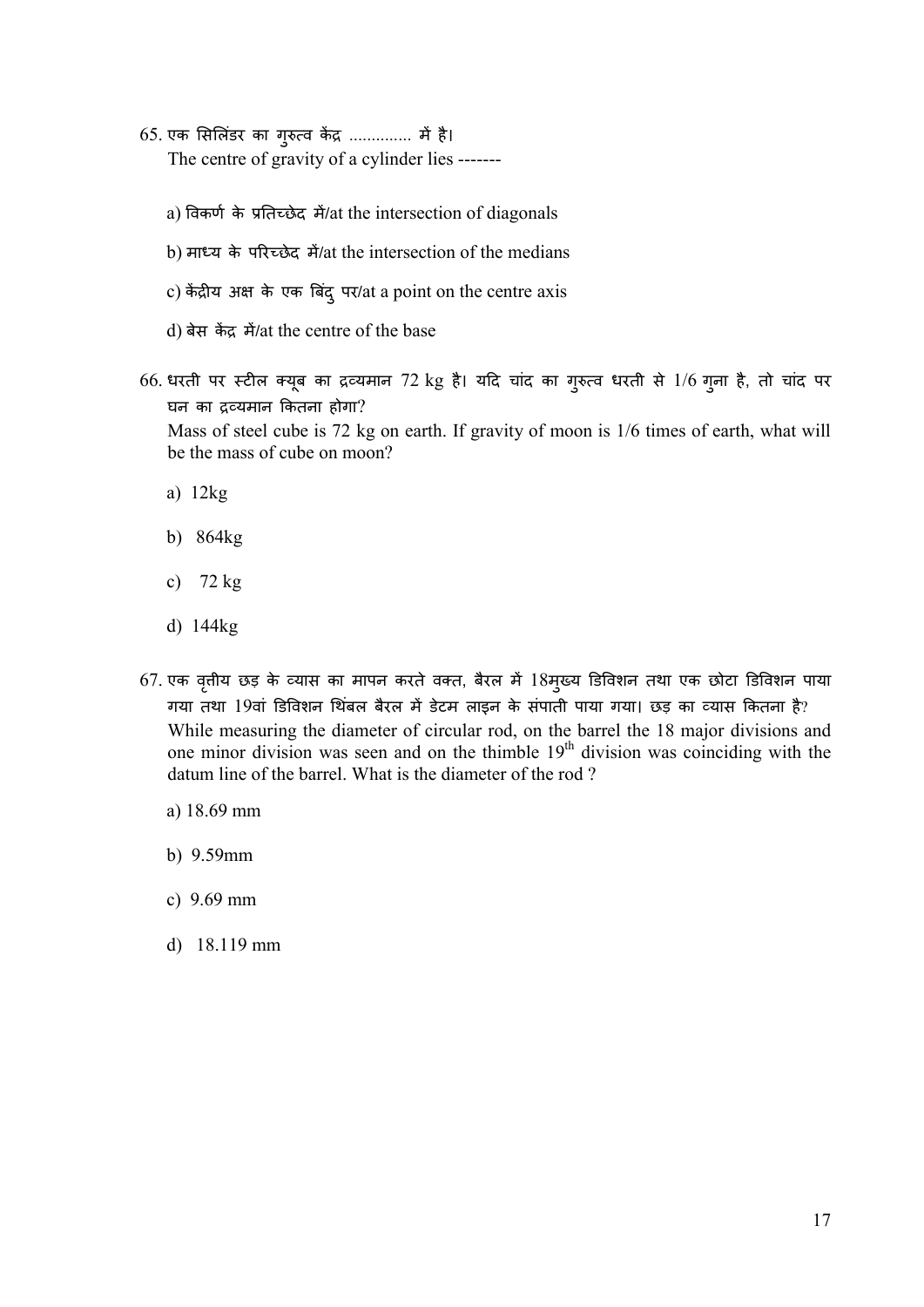65. एक सिलिंडर का गुरुत्व केंद्र ............. में है।
The centre of gravity of a cylinder lies -------

   a) विकर्ण के प्रतिच्छेद में/at the intersection of diagonals

   b) माध्य के परिच्छेद में/at the intersection of the medians

   c) केंद्रीय अक्ष के एक बिंदु पर/at a point on the centre axis

   d) बेस केंद्र में/at the centre of the base

66. धरती पर स्टील क्यूब का द्रव्यमान 72 kg है। यदि चांद का गुरुत्व धरती से 1/6 गुना है, तो चांद पर घन का द्रव्यमान कितना होगा?
Mass of steel cube is 72 kg on earth. If gravity of moon is 1/6 times of earth, what will be the mass of cube on moon?

   a) 12kg

   b) 864kg

   c) 72 kg

   d) 144kg

67. एक वृतीय छड़ के व्यास का मापन करते वक्त, बैरल में 18मुख्य डिविशन तथा एक छोटा डिविशन पाया गया तथा 19वां डिविशन थिंबल बैरल में डेटम लाइन के संपाती पाया गया। छड़ का व्यास कितना है?
While measuring the diameter of circular rod, on the barrel the 18 major divisions and one minor division was seen and on the thimble $19^{th}$ division was coinciding with the datum line of the barrel. What is the diameter of the rod ?

   a) 18.69 mm

   b) 9.59mm

   c) 9.69 mm

   d) 18.119 mm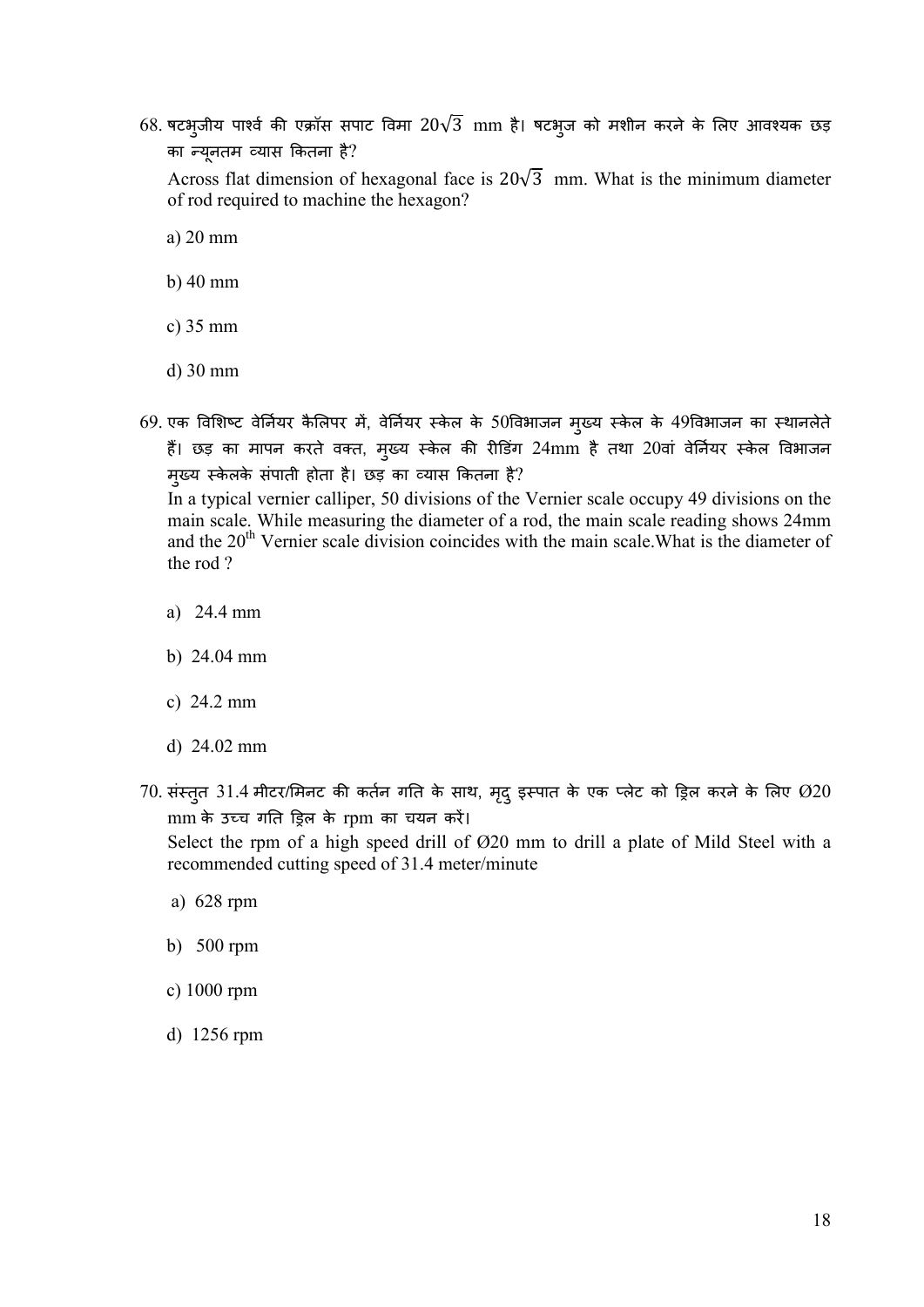68. षटभुजीय पार्श्व की एक्रॉस सपाट विमा $20\sqrt{3}$ mm है। षटभुज को मशीन करने के लिए आवश्यक छड़ का न्यूनतम व्यास कितना है?

Across flat dimension of hexagonal face is $20\sqrt{3}$ mm. What is the minimum diameter of rod required to machine the hexagon?

a) 20 mm

b) 40 mm

c) 35 mm

d) 30 mm

69. एक विशिष्ट वेर्नियर कैलिपर में, वेर्नियर स्केल के 50विभाजन मुख्य स्केल के 49विभाजन का स्थानलेते हैं। छड़ का मापन करते वक्त, मुख्य स्केल की रीडिंग 24mm है तथा 20वां वेर्नियर स्केल विभाजन मुख्य स्केलके संपाती होता है। छड़ का व्यास कितना है?

In a typical vernier calliper, 50 divisions of the Vernier scale occupy 49 divisions on the main scale. While measuring the diameter of a rod, the main scale reading shows 24mm and the 20th Vernier scale division coincides with the main scale. What is the diameter of the rod ?

a) 24.4 mm

b) 24.04 mm

c) 24.2 mm

d) 24.02 mm

70. संस्तुत 31.4 मीटर/मिनट की कर्तन गति के साथ, मृदु इस्पात के एक प्लेट को ड्रिल करने के लिए Ø20 mm के उच्च गति ड्रिल के rpm का चयन करें।

Select the rpm of a high speed drill of Ø20 mm to drill a plate of Mild Steel with a recommended cutting speed of 31.4 meter/minute

a) 628 rpm

b) 500 rpm

c) 1000 rpm

d) 1256 rpm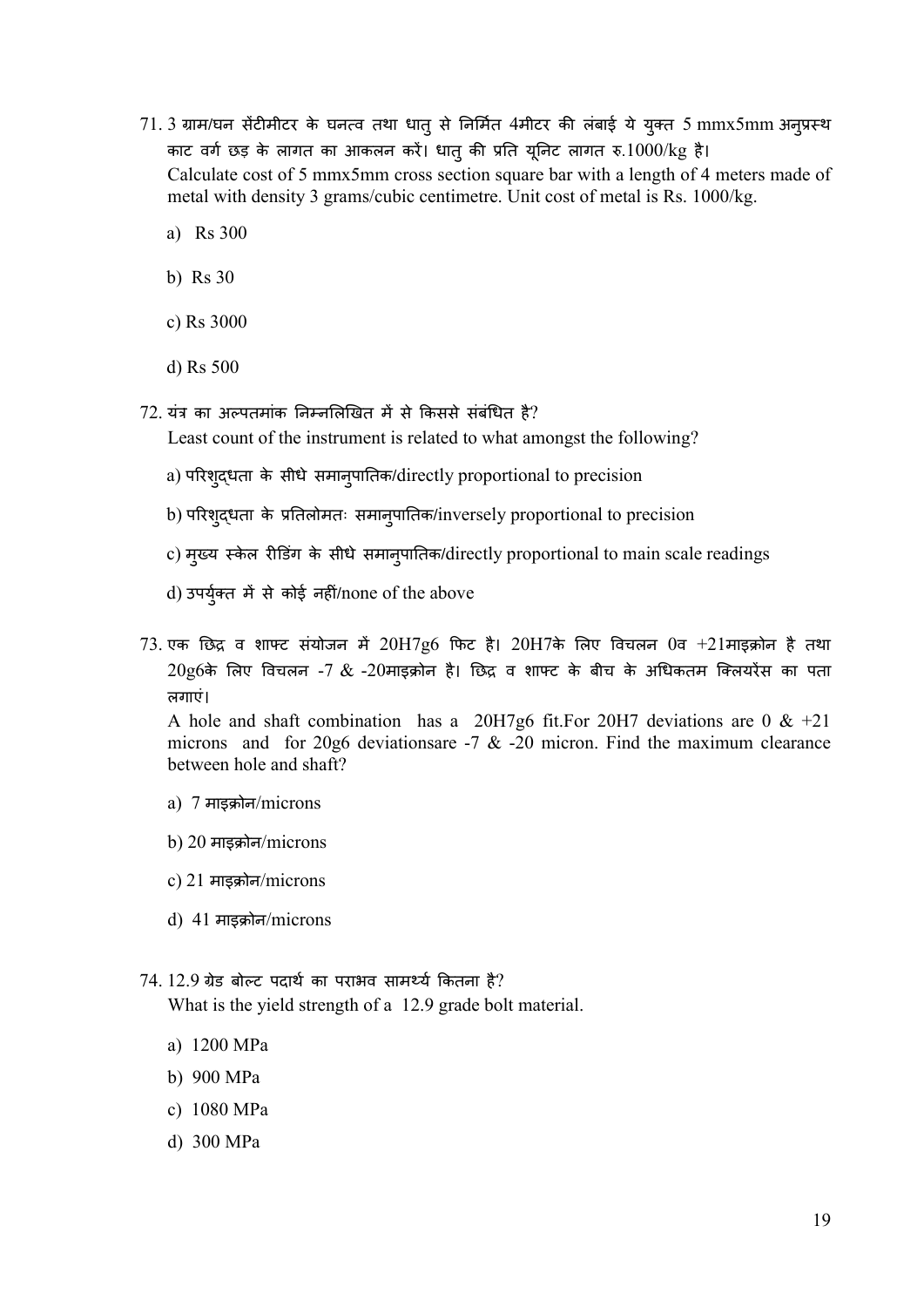71. 3 ग्राम/घन सेंटीमीटर के घनत्व तथा धातु से निर्मित 4मीटर की लंबाई ये युक्त 5 mmx5mm अनुप्रस्थ काट वर्ग छड़ के लागत का आकलन करें। धातु की प्रति यूनिट लागत रु.1000/kg है।
   Calculate cost of 5 mmx5mm cross section square bar with a length of 4 meters made of metal with density 3 grams/cubic centimetre. Unit cost of metal is Rs. 1000/kg.

   a) Rs 300

   b) Rs 30

   c) Rs 3000

   d) Rs 500

72. यंत्र का अल्पतमांक निम्नलिखित में से किससे संबंधित है?
   Least count of the instrument is related to what amongst the following?

   a) परिशुद्धता के सीधे समानुपातिक/directly proportional to precision

   b) परिशुद्धता के प्रतिलोमतः समानुपातिक/inversely proportional to precision

   c) मुख्य स्केल रीडिंग के सीधे समानुपातिक/directly proportional to main scale readings

   d) उपर्युक्त में से कोई नहीं/none of the above

73. एक छिद्र व शाफ्ट संयोजन में 20H7g6 फिट है। 20H7के लिए विचलन 0व +21माइक्रोन है तथा 20g6के लिए विचलन -7 & -20माइक्रोन है। छिद्र व शाफ्ट के बीच के अधिकतम क्लियरेंस का पता लगाएं।
   A hole and shaft combination has a 20H7g6 fit.For 20H7 deviations are 0 & +21 microns and for 20g6 deviationsare -7 & -20 micron. Find the maximum clearance between hole and shaft?

   a) 7 माइक्रोन/microns

   b) 20 माइक्रोन/microns

   c) 21 माइक्रोन/microns

   d) 41 माइक्रोन/microns

74. 12.9 ग्रेड बोल्ट पदार्थ का पराभव सामर्थ्य कितना है?
   What is the yield strength of a 12.9 grade bolt material.

   a) 1200 MPa

   b) 900 MPa

   c) 1080 MPa

   d) 300 MPa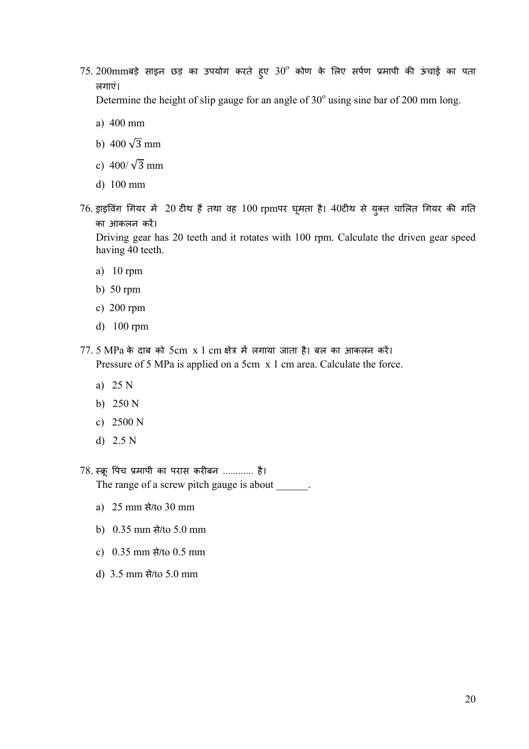75. 200mmबड़े साइन छड़ का उपयोग करते हुए $30^o$ कोण के लिए सर्पण प्रमापी की ऊंचाई का पता लगाएं।

    Determine the height of slip gauge for an angle of $30^o$ using sine bar of 200 mm long.

    a) 400 mm

    b) $400\sqrt{3}$ mm

    c) $400/\sqrt{3}$ mm

    d) 100 mm

76. ड्राइविंग गियर में 20 टीथ हैं तथा वह 100 rpmपर घूमता है। 40टीथ से युक्त चालित गियर की गति का आकलन करें।

    Driving gear has 20 teeth and it rotates with 100 rpm. Calculate the driven gear speed having 40 teeth.

    a) 10 rpm

    b) 50 rpm

    c) 200 rpm

    d) 100 rpm

77. 5 MPa के दाब को 5cm x 1 cm क्षेत्र में लगाया जाता है। बल का आकलन करें।

    Pressure of 5 MPa is applied on a 5cm x 1 cm area. Calculate the force.

    a) 25 N

    b) 250 N

    c) 2500 N

    d) 2.5 N

78. स्क्रू पिच प्रमापी का परास करीबन ............ है।

    The range of a screw pitch gauge is about ______.

    a) 25 mm से/to 30 mm

    b) 0.35 mm से/to 5.0 mm

    c) 0.35 mm से/to 0.5 mm

    d) 3.5 mm से/to 5.0 mm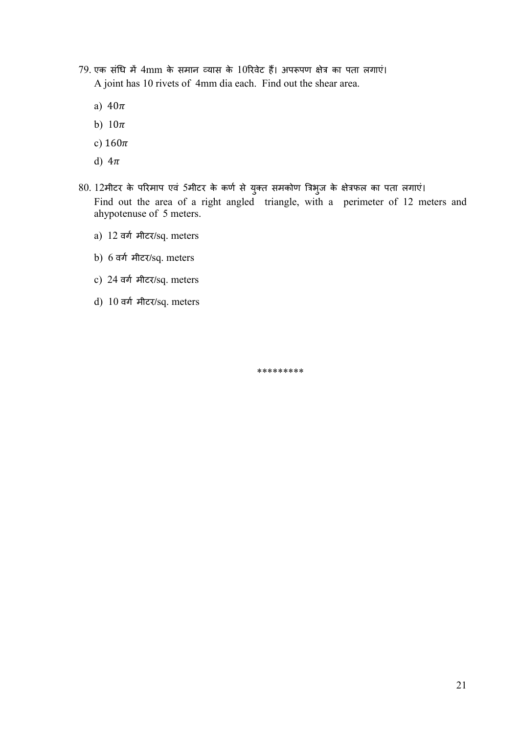79. एक संधि में 4mm के समान व्यास के 10रिवेट हैं। अपरूपण क्षेत्र का पता लगाएं।
   A joint has 10 rivets of 4mm dia each. Find out the shear area.

   a) $40\pi$

   b) $10\pi$

   c) $160\pi$

   d) $4\pi$

80. 12मीटर के परिमाप एवं 5मीटर के कर्ण से युक्त समकोण त्रिभुज के क्षेत्रफल का पता लगाएं।
   Find out the area of a right angled triangle, with a perimeter of 12 meters and ahypotenuse of 5 meters.

   a) 12 वर्ग मीटर/sq. meters

   b) 6 वर्ग मीटर/sq. meters

   c) 24 वर्ग मीटर/sq. meters

   d) 10 वर्ग मीटर/sq. meters

*********